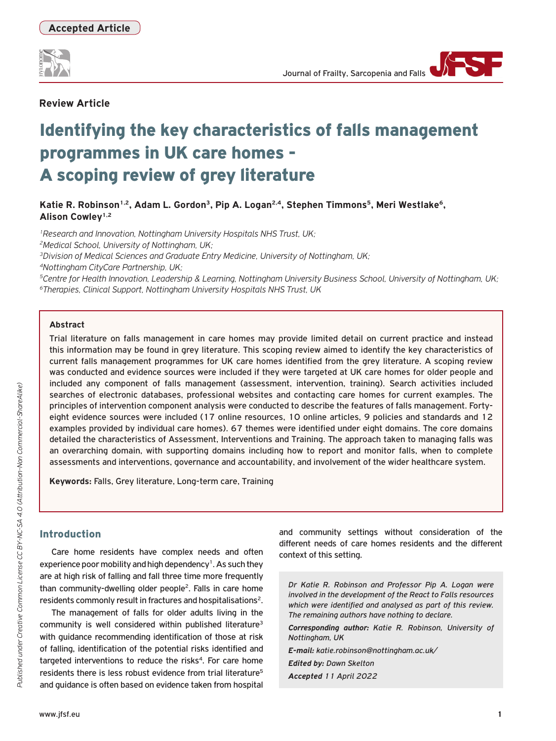Accepted Article

Review Article

# Identifying the key characteristics of falls management programmes in UK care homes - A scoping review of grey literature

**Katie R. Robinson[1,2], Adam L. Gordon[3], Pip A. Logan[2,4], Stephen Timmons[5], Meri Westlake[6], Alison Cowley[1,2]**

*[1]Research and Innovation, Nottingham University Hospitals NHS Trust, UK;*
*[2]Medical School, University of Nottingham, UK;*
*[3]Division of Medical Sciences and Graduate Entry Medicine, University of Nottingham, UK;*
*[4]Nottingham CityCare Partnership, UK;*
*[5]Centre for Health Innovation, Leadership & Learning, Nottingham University Business School, University of Nottingham, UK;*
*[6]Therapies, Clinical Support, Nottingham University Hospitals NHS Trust, UK*

**Abstract**

Trial literature on falls management in care homes may provide limited detail on current practice and instead this information may be found in grey literature. This scoping review aimed to identify the key characteristics of current falls management programmes for UK care homes identified from the grey literature. A scoping review was conducted and evidence sources were included if they were targeted at UK care homes for older people and included any component of falls management (assessment, intervention, training). Search activities included searches of electronic databases, professional websites and contacting care homes for current examples. The principles of intervention component analysis were conducted to describe the features of falls management. Forty-eight evidence sources were included (17 online resources, 10 online articles, 9 policies and standards and 12 examples provided by individual care homes). 67 themes were identified under eight domains. The core domains detailed the characteristics of Assessment, Interventions and Training. The approach taken to managing falls was an overarching domain, with supporting domains including how to report and monitor falls, when to complete assessments and interventions, governance and accountability, and involvement of the wider healthcare system.

**Keywords:** Falls, Grey literature, Long-term care, Training

## Introduction

Care home residents have complex needs and often experience poor mobility and high dependency[1]. As such they are at high risk of falling and fall three time more frequently than community-dwelling older people[2]. Falls in care home residents commonly result in fractures and hospitalisations[2].

The management of falls for older adults living in the community is well considered within published literature[3] with guidance recommending identification of those at risk of falling, identification of the potential risks identified and targeted interventions to reduce the risks[4]. For care home residents there is less robust evidence from trial literature[5] and guidance is often based on evidence taken from hospital and community settings without consideration of the different needs of care homes residents and the different context of this setting.

*Dr Katie R. Robinson and Professor Pip A. Logan were involved in the development of the React to Falls resources which were identified and analysed as part of this review. The remaining authors have nothing to declare.*

***Corresponding author:** Katie R. Robinson, University of Nottingham, UK*

***E-mail:** katie.robinson@nottingham.ac.uk/*

***Edited by:** Dawn Skelton*

***Accepted** 11 April 2022*

Published under Creative Common License CC BY-NC-SA 4.0 (Attribution-Non Commercial-ShareAlike)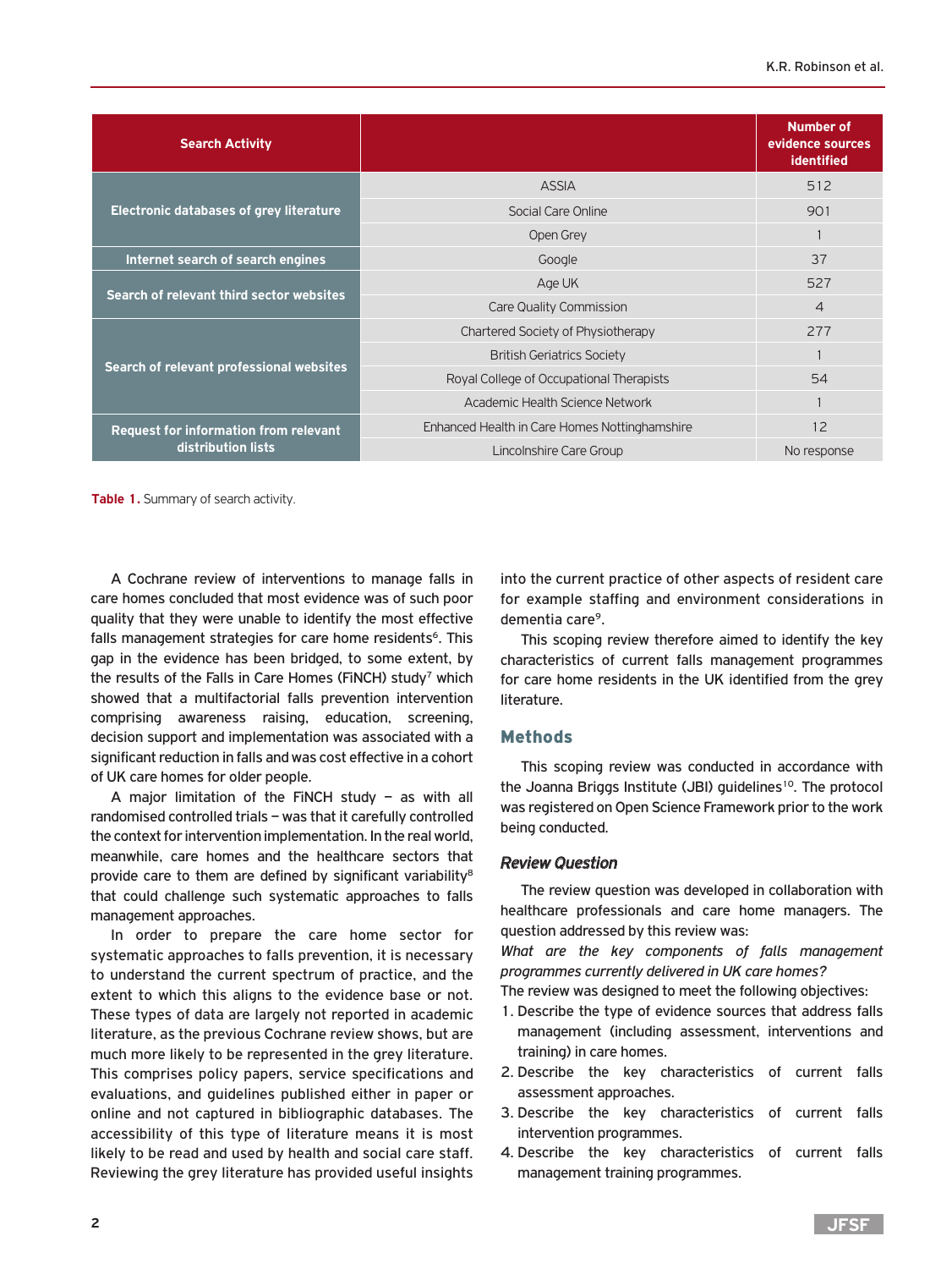| Search Activity | | Number of evidence sources identified |
|---|---|---|
| Electronic databases of grey literature | ASSIA | 512 |
| | Social Care Online | 901 |
| | Open Grey | 1 |
| Internet search of search engines | Google | 37 |
| Search of relevant third sector websites | Age UK | 527 |
| | Care Quality Commission | 4 |
| Search of relevant professional websites | Chartered Society of Physiotherapy | 277 |
| | British Geriatrics Society | 1 |
| | Royal College of Occupational Therapists | 54 |
| | Academic Health Science Network | 1 |
| Request for information from relevant distribution lists | Enhanced Health in Care Homes Nottinghamshire | 12 |
| | Lincolnshire Care Group | No response |

**Table 1.** Summary of search activity.

A Cochrane review of interventions to manage falls in care homes concluded that most evidence was of such poor quality that they were unable to identify the most effective falls management strategies for care home residents[6]. This gap in the evidence has been bridged, to some extent, by the results of the Falls in Care Homes (FiNCH) study[7] which showed that a multifactorial falls prevention intervention comprising awareness raising, education, screening, decision support and implementation was associated with a significant reduction in falls and was cost effective in a cohort of UK care homes for older people.

A major limitation of the FiNCH study – as with all randomised controlled trials – was that it carefully controlled the context for intervention implementation. In the real world, meanwhile, care homes and the healthcare sectors that provide care to them are defined by significant variability[8] that could challenge such systematic approaches to falls management approaches.

In order to prepare the care home sector for systematic approaches to falls prevention, it is necessary to understand the current spectrum of practice, and the extent to which this aligns to the evidence base or not. These types of data are largely not reported in academic literature, as the previous Cochrane review shows, but are much more likely to be represented in the grey literature. This comprises policy papers, service specifications and evaluations, and guidelines published either in paper or online and not captured in bibliographic databases. The accessibility of this type of literature means it is most likely to be read and used by health and social care staff. Reviewing the grey literature has provided useful insights into the current practice of other aspects of resident care for example staffing and environment considerations in dementia care[9].

This scoping review therefore aimed to identify the key characteristics of current falls management programmes for care home residents in the UK identified from the grey literature.

## Methods

This scoping review was conducted in accordance with the Joanna Briggs Institute (JBI) guidelines[10]. The protocol was registered on Open Science Framework prior to the work being conducted.

### *Review Question*

The review question was developed in collaboration with healthcare professionals and care home managers. The question addressed by this review was:

*What are the key components of falls management programmes currently delivered in UK care homes?*

The review was designed to meet the following objectives:

1. Describe the type of evidence sources that address falls management (including assessment, interventions and training) in care homes.
2. Describe the key characteristics of current falls assessment approaches.
3. Describe the key characteristics of current falls intervention programmes.
4. Describe the key characteristics of current falls management training programmes.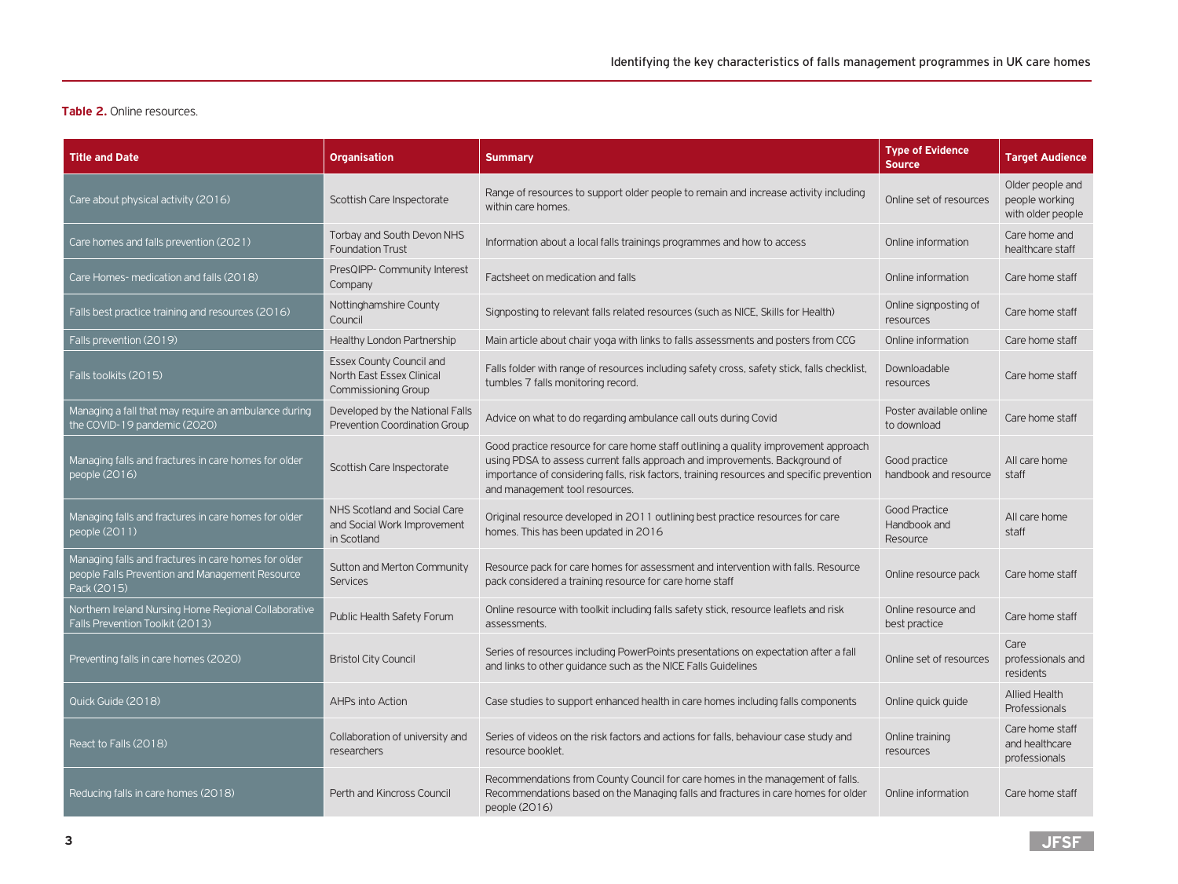**Table 2.** Online resources.

| Title and Date | Organisation | Summary | Type of Evidence Source | Target Audience |
|---|---|---|---|---|
| Care about physical activity (2016) | Scottish Care Inspectorate | Range of resources to support older people to remain and increase activity including within care homes. | Online set of resources | Older people and people working with older people |
| Care homes and falls prevention (2021) | Torbay and South Devon NHS Foundation Trust | Information about a local falls trainings programmes and how to access | Online information | Care home and healthcare staff |
| Care Homes- medication and falls (2018) | PresQIPP- Community Interest Company | Factsheet on medication and falls | Online information | Care home staff |
| Falls best practice training and resources (2016) | Nottinghamshire County Council | Signposting to relevant falls related resources (such as NICE, Skills for Health) | Online signposting of resources | Care home staff |
| Falls prevention (2019) | Healthy London Partnership | Main article about chair yoga with links to falls assessments and posters from CCG | Online information | Care home staff |
| Falls toolkits (2015) | Essex County Council and North East Essex Clinical Commissioning Group | Falls folder with range of resources including safety cross, safety stick, falls checklist, tumbles 7 falls monitoring record. | Downloadable resources | Care home staff |
| Managing a fall that may require an ambulance during the COVID-19 pandemic (2020) | Developed by the National Falls Prevention Coordination Group | Advice on what to do regarding ambulance call outs during Covid | Poster available online to download | Care home staff |
| Managing falls and fractures in care homes for older people (2016) | Scottish Care Inspectorate | Good practice resource for care home staff outlining a quality improvement approach using PDSA to assess current falls approach and improvements. Background of importance of considering falls, risk factors, training resources and specific prevention and management tool resources. | Good practice handbook and resource | All care home staff |
| Managing falls and fractures in care homes for older people (2011) | NHS Scotland and Social Care and Social Work Improvement in Scotland | Original resource developed in 2011 outlining best practice resources for care homes. This has been updated in 2016 | Good Practice Handbook and Resource | All care home staff |
| Managing falls and fractures in care homes for older people Falls Prevention and Management Resource Pack (2015) | Sutton and Merton Community Services | Resource pack for care homes for assessment and intervention with falls. Resource pack considered a training resource for care home staff | Online resource pack | Care home staff |
| Northern Ireland Nursing Home Regional Collaborative Falls Prevention Toolkit (2013) | Public Health Safety Forum | Online resource with toolkit including falls safety stick, resource leaflets and risk assessments. | Online resource and best practice | Care home staff |
| Preventing falls in care homes (2020) | Bristol City Council | Series of resources including PowerPoints presentations on expectation after a fall and links to other guidance such as the NICE Falls Guidelines | Online set of resources | Care professionals and residents |
| Quick Guide (2018) | AHPs into Action | Case studies to support enhanced health in care homes including falls components | Online quick guide | Allied Health Professionals |
| React to Falls (2018) | Collaboration of university and researchers | Series of videos on the risk factors and actions for falls, behaviour case study and resource booklet. | Online training resources | Care home staff and healthcare professionals |
| Reducing falls in care homes (2018) | Perth and Kincross Council | Recommendations from County Council for care homes in the management of falls. Recommendations based on the Managing falls and fractures in care homes for older people (2016) | Online information | Care home staff |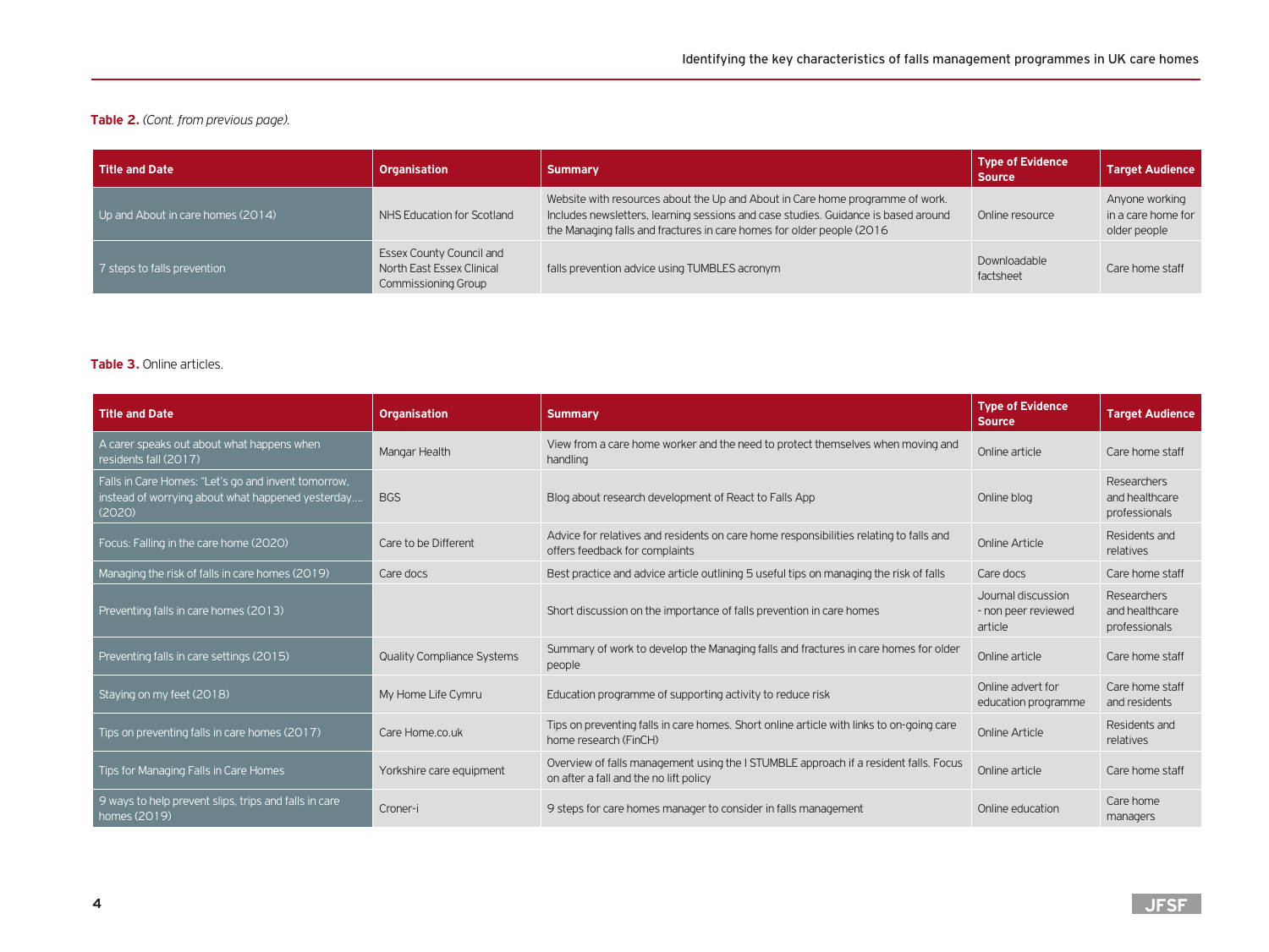**Table 2.** *(Cont. from previous page).*

| Title and Date | Organisation | Summary | Type of Evidence Source | Target Audience |
|---|---|---|---|---|
| Up and About in care homes (2014) | NHS Education for Scotland | Website with resources about the Up and About in Care home programme of work. Includes newsletters, learning sessions and case studies. Guidance is based around the Managing falls and fractures in care homes for older people (2016 | Online resource | Anyone working in a care home for older people |
| 7 steps to falls prevention | Essex County Council and North East Essex Clinical Commissioning Group | falls prevention advice using TUMBLES acronym | Downloadable factsheet | Care home staff |

**Table 3.** Online articles.

| Title and Date | Organisation | Summary | Type of Evidence Source | Target Audience |
|---|---|---|---|---|
| A carer speaks out about what happens when residents fall (2017) | Mangar Health | View from a care home worker and the need to protect themselves when moving and handling | Online article | Care home staff |
| Falls in Care Homes: "Let's go and invent tomorrow, instead of worrying about what happened yesterday.... (2020) | BGS | Blog about research development of React to Falls App | Online blog | Researchers and healthcare professionals |
| Focus: Falling in the care home (2020) | Care to be Different | Advice for relatives and residents on care home responsibilities relating to falls and offers feedback for complaints | Online Article | Residents and relatives |
| Managing the risk of falls in care homes (2019) | Care docs | Best practice and advice article outlining 5 useful tips on managing the risk of falls | Care docs | Care home staff |
| Preventing falls in care homes (2013) | | Short discussion on the importance of falls prevention in care homes | Journal discussion - non peer reviewed article | Researchers and healthcare professionals |
| Preventing falls in care settings (2015) | Quality Compliance Systems | Summary of work to develop the Managing falls and fractures in care homes for older people | Online article | Care home staff |
| Staying on my feet (2018) | My Home Life Cymru | Education programme of supporting activity to reduce risk | Online advert for education programme | Care home staff and residents |
| Tips on preventing falls in care homes (2017) | Care Home.co.uk | Tips on preventing falls in care homes. Short online article with links to on-going care home research (FinCH) | Online Article | Residents and relatives |
| Tips for Managing Falls in Care Homes | Yorkshire care equipment | Overview of falls management using the I STUMBLE approach if a resident falls. Focus on after a fall and the no lift policy | Online article | Care home staff |
| 9 ways to help prevent slips, trips and falls in care homes (2019) | Croner-i | 9 steps for care homes manager to consider in falls management | Online education | Care home managers |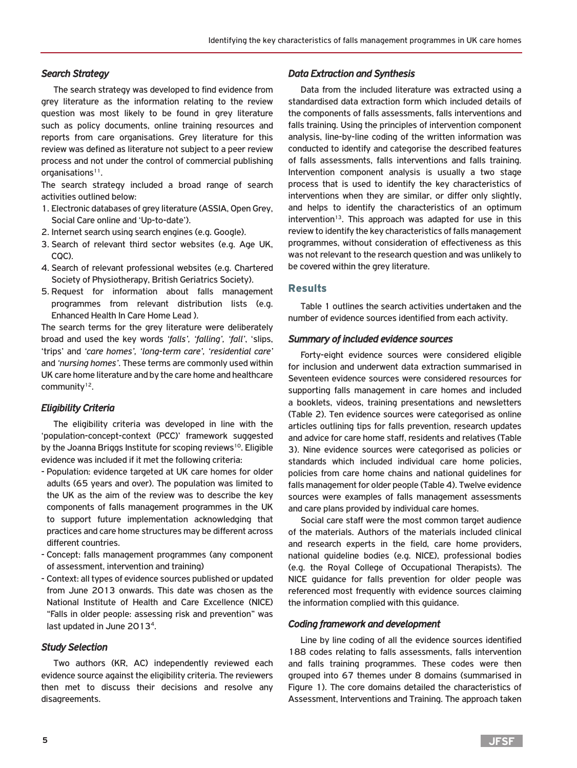### *Search Strategy*

The search strategy was developed to find evidence from grey literature as the information relating to the review question was most likely to be found in grey literature such as policy documents, online training resources and reports from care organisations. Grey literature for this review was defined as literature not subject to a peer review process and not under the control of commercial publishing organisations[11].

The search strategy included a broad range of search activities outlined below:

1. Electronic databases of grey literature (ASSIA, Open Grey, Social Care online and 'Up-to-date').
2. Internet search using search engines (e.g. Google).
3. Search of relevant third sector websites (e.g. Age UK, CQC).
4. Search of relevant professional websites (e.g. Chartered Society of Physiotherapy, British Geriatrics Society).
5. Request for information about falls management programmes from relevant distribution lists (e.g. Enhanced Health In Care Home Lead ).

The search terms for the grey literature were deliberately broad and used the key words *'falls', 'falling', 'fall'*, 'slips, 'trips' and *'care homes', 'long-term care', 'residential care'* and *'nursing homes'*. These terms are commonly used within UK care home literature and by the care home and healthcare community[12].

### *Eligibility Criteria*

The eligibility criteria was developed in line with the 'population-concept-context (PCC)' framework suggested by the Joanna Briggs Institute for scoping reviews[10]. Eligible evidence was included if it met the following criteria:

- Population: evidence targeted at UK care homes for older adults (65 years and over). The population was limited to the UK as the aim of the review was to describe the key components of falls management programmes in the UK to support future implementation acknowledging that practices and care home structures may be different across different countries.
- Concept: falls management programmes (any component of assessment, intervention and training)
- Context: all types of evidence sources published or updated from June 2013 onwards. This date was chosen as the National Institute of Health and Care Excellence (NICE) "Falls in older people: assessing risk and prevention" was last updated in June 2013[4].

### *Study Selection*

Two authors (KR, AC) independently reviewed each evidence source against the eligibility criteria. The reviewers then met to discuss their decisions and resolve any disagreements.

### *Data Extraction and Synthesis*

Data from the included literature was extracted using a standardised data extraction form which included details of the components of falls assessments, falls interventions and falls training. Using the principles of intervention component analysis, line-by-line coding of the written information was conducted to identify and categorise the described features of falls assessments, falls interventions and falls training. Intervention component analysis is usually a two stage process that is used to identify the key characteristics of interventions when they are similar, or differ only slightly, and helps to identify the characteristics of an optimum intervention[13]. This approach was adapted for use in this review to identify the key characteristics of falls management programmes, without consideration of effectiveness as this was not relevant to the research question and was unlikely to be covered within the grey literature.

## Results

Table 1 outlines the search activities undertaken and the number of evidence sources identified from each activity.

### *Summary of included evidence sources*

Forty-eight evidence sources were considered eligible for inclusion and underwent data extraction summarised in Seventeen evidence sources were considered resources for supporting falls management in care homes and included a booklets, videos, training presentations and newsletters (Table 2). Ten evidence sources were categorised as online articles outlining tips for falls prevention, research updates and advice for care home staff, residents and relatives (Table 3). Nine evidence sources were categorised as policies or standards which included individual care home policies, policies from care home chains and national guidelines for falls management for older people (Table 4). Twelve evidence sources were examples of falls management assessments and care plans provided by individual care homes.

Social care staff were the most common target audience of the materials. Authors of the materials included clinical and research experts in the field, care home providers, national guideline bodies (e.g. NICE), professional bodies (e.g. the Royal College of Occupational Therapists). The NICE guidance for falls prevention for older people was referenced most frequently with evidence sources claiming the information complied with this guidance.

### *Coding framework and development*

Line by line coding of all the evidence sources identified 188 codes relating to falls assessments, falls intervention and falls training programmes. These codes were then grouped into 67 themes under 8 domains (summarised in Figure 1). The core domains detailed the characteristics of Assessment, Interventions and Training. The approach taken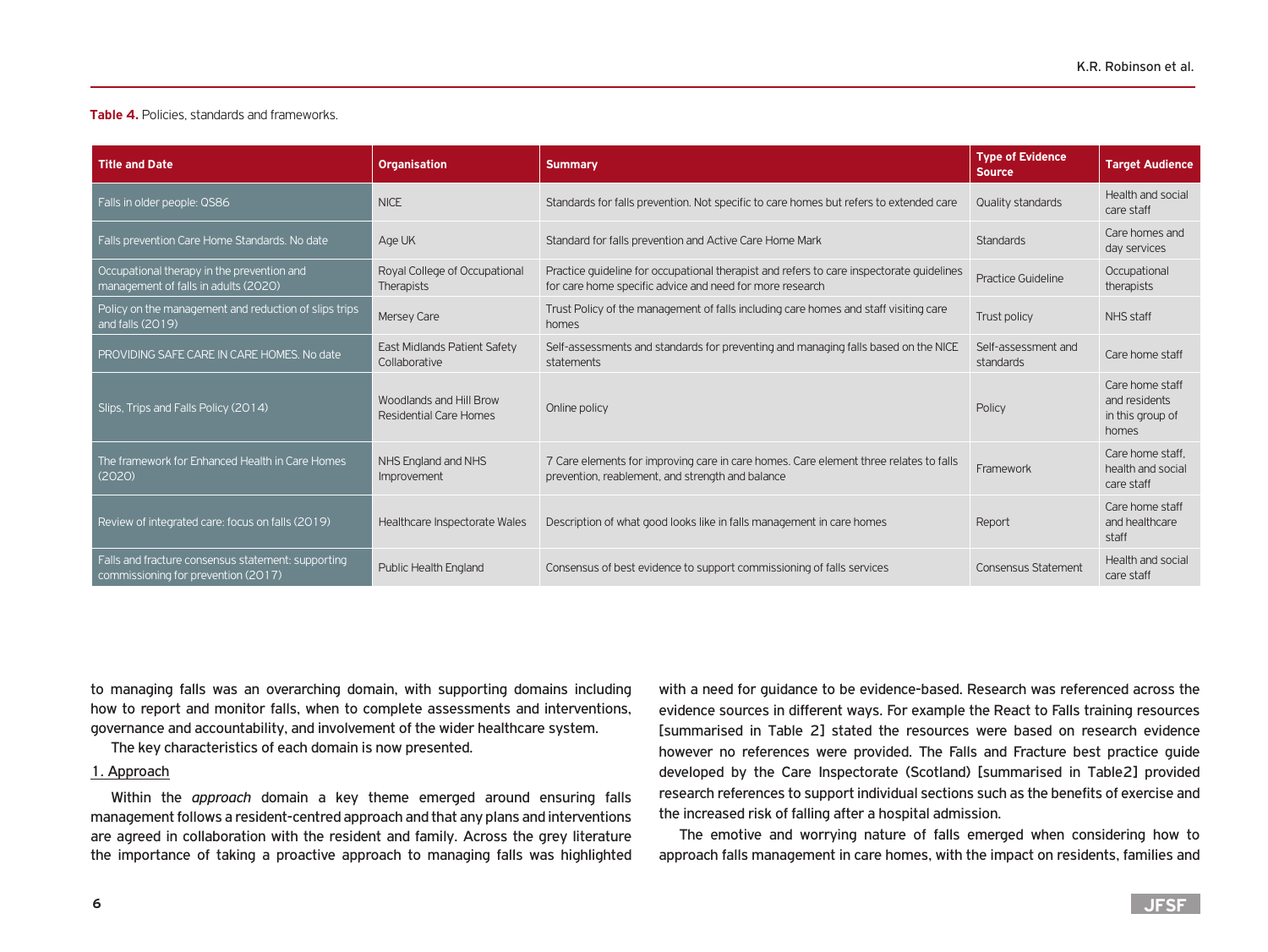**Table 4.** Policies, standards and frameworks.

| Title and Date | Organisation | Summary | Type of Evidence Source | Target Audience |
|---|---|---|---|---|
| Falls in older people: QS86 | NICE | Standards for falls prevention. Not specific to care homes but refers to extended care | Quality standards | Health and social care staff |
| Falls prevention Care Home Standards. No date | Age UK | Standard for falls prevention and Active Care Home Mark | Standards | Care homes and day services |
| Occupational therapy in the prevention and management of falls in adults (2020) | Royal College of Occupational Therapists | Practice guideline for occupational therapist and refers to care inspectorate guidelines for care home specific advice and need for more research | Practice Guideline | Occupational therapists |
| Policy on the management and reduction of slips trips and falls (2019) | Mersey Care | Trust Policy of the management of falls including care homes and staff visiting care homes | Trust policy | NHS staff |
| PROVIDING SAFE CARE IN CARE HOMES. No date | East Midlands Patient Safety Collaborative | Self-assessments and standards for preventing and managing falls based on the NICE statements | Self-assessment and standards | Care home staff |
| Slips, Trips and Falls Policy (2014) | Woodlands and Hill Brow Residential Care Homes | Online policy | Policy | Care home staff and residents in this group of homes |
| The framework for Enhanced Health in Care Homes (2020) | NHS England and NHS Improvement | 7 Care elements for improving care in care homes. Care element three relates to falls prevention, reablement, and strength and balance | Framework | Care home staff, health and social care staff |
| Review of integrated care: focus on falls (2019) | Healthcare Inspectorate Wales | Description of what good looks like in falls management in care homes | Report | Care home staff and healthcare staff |
| Falls and fracture consensus statement: supporting commissioning for prevention (2017) | Public Health England | Consensus of best evidence to support commissioning of falls services | Consensus Statement | Health and social care staff |

to managing falls was an overarching domain, with supporting domains including how to report and monitor falls, when to complete assessments and interventions, governance and accountability, and involvement of the wider healthcare system.

The key characteristics of each domain is now presented.

1. Approach

Within the *approach* domain a key theme emerged around ensuring falls management follows a resident-centred approach and that any plans and interventions are agreed in collaboration with the resident and family. Across the grey literature the importance of taking a proactive approach to managing falls was highlighted with a need for guidance to be evidence-based. Research was referenced across the evidence sources in different ways. For example the React to Falls training resources [summarised in Table 2] stated the resources were based on research evidence however no references were provided. The Falls and Fracture best practice guide developed by the Care Inspectorate (Scotland) [summarised in Table2] provided research references to support individual sections such as the benefits of exercise and the increased risk of falling after a hospital admission.

The emotive and worrying nature of falls emerged when considering how to approach falls management in care homes, with the impact on residents, families and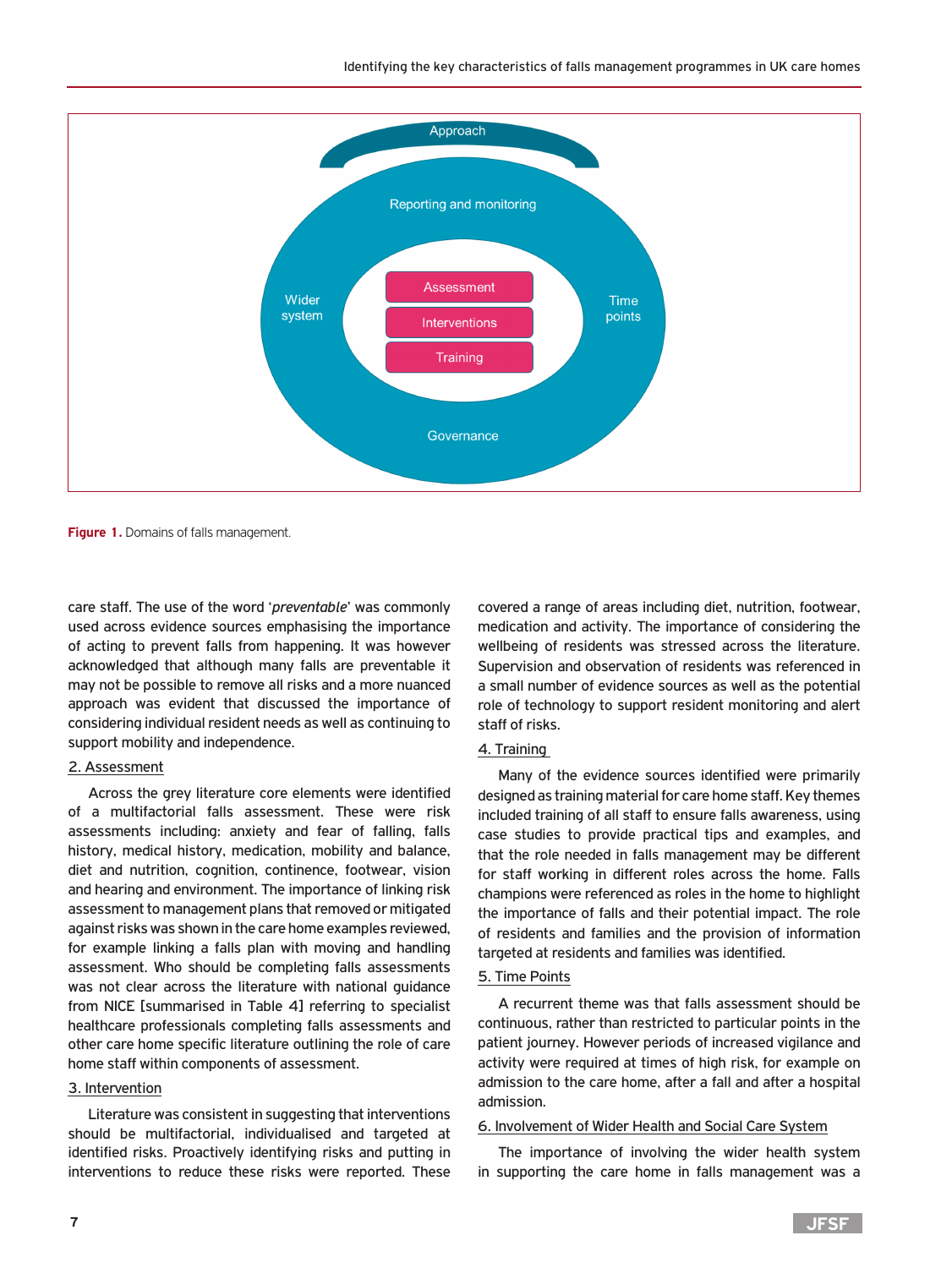**Figure 1.** Domains of falls management.

care staff. The use of the word '*preventable*' was commonly used across evidence sources emphasising the importance of acting to prevent falls from happening. It was however acknowledged that although many falls are preventable it may not be possible to remove all risks and a more nuanced approach was evident that discussed the importance of considering individual resident needs as well as continuing to support mobility and independence.

2. Assessment

Across the grey literature core elements were identified of a multifactorial falls assessment. These were risk assessments including: anxiety and fear of falling, falls history, medical history, medication, mobility and balance, diet and nutrition, cognition, continence, footwear, vision and hearing and environment. The importance of linking risk assessment to management plans that removed or mitigated against risks was shown in the care home examples reviewed, for example linking a falls plan with moving and handling assessment. Who should be completing falls assessments was not clear across the literature with national guidance from NICE [summarised in Table 4] referring to specialist healthcare professionals completing falls assessments and other care home specific literature outlining the role of care home staff within components of assessment.

3. Intervention

Literature was consistent in suggesting that interventions should be multifactorial, individualised and targeted at identified risks. Proactively identifying risks and putting in interventions to reduce these risks were reported. These covered a range of areas including diet, nutrition, footwear, medication and activity. The importance of considering the wellbeing of residents was stressed across the literature. Supervision and observation of residents was referenced in a small number of evidence sources as well as the potential role of technology to support resident monitoring and alert staff of risks.

4. Training

Many of the evidence sources identified were primarily designed as training material for care home staff. Key themes included training of all staff to ensure falls awareness, using case studies to provide practical tips and examples, and that the role needed in falls management may be different for staff working in different roles across the home. Falls champions were referenced as roles in the home to highlight the importance of falls and their potential impact. The role of residents and families and the provision of information targeted at residents and families was identified.

5. Time Points

A recurrent theme was that falls assessment should be continuous, rather than restricted to particular points in the patient journey. However periods of increased vigilance and activity were required at times of high risk, for example on admission to the care home, after a fall and after a hospital admission.

6. Involvement of Wider Health and Social Care System

The importance of involving the wider health system in supporting the care home in falls management was a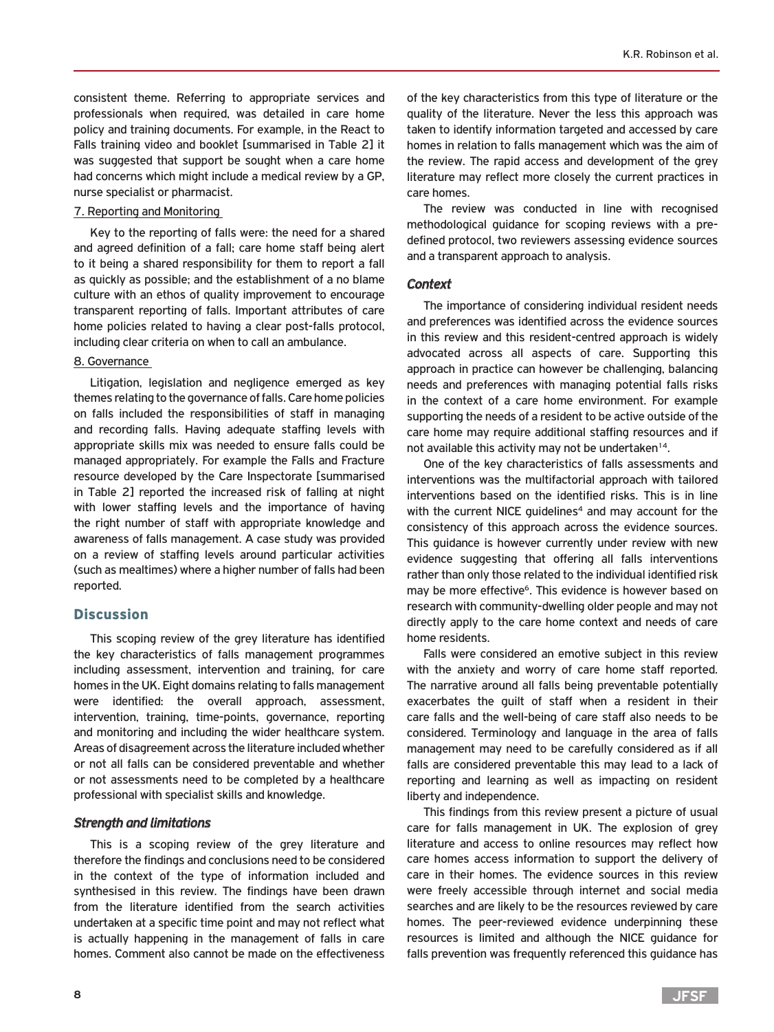consistent theme. Referring to appropriate services and professionals when required, was detailed in care home policy and training documents. For example, in the React to Falls training video and booklet [summarised in Table 2] it was suggested that support be sought when a care home had concerns which might include a medical review by a GP, nurse specialist or pharmacist.

7. Reporting and Monitoring

Key to the reporting of falls were: the need for a shared and agreed definition of a fall; care home staff being alert to it being a shared responsibility for them to report a fall as quickly as possible; and the establishment of a no blame culture with an ethos of quality improvement to encourage transparent reporting of falls. Important attributes of care home policies related to having a clear post-falls protocol, including clear criteria on when to call an ambulance.

8. Governance

Litigation, legislation and negligence emerged as key themes relating to the governance of falls. Care home policies on falls included the responsibilities of staff in managing and recording falls. Having adequate staffing levels with appropriate skills mix was needed to ensure falls could be managed appropriately. For example the Falls and Fracture resource developed by the Care Inspectorate [summarised in Table 2] reported the increased risk of falling at night with lower staffing levels and the importance of having the right number of staff with appropriate knowledge and awareness of falls management. A case study was provided on a review of staffing levels around particular activities (such as mealtimes) where a higher number of falls had been reported.

## Discussion

This scoping review of the grey literature has identified the key characteristics of falls management programmes including assessment, intervention and training, for care homes in the UK. Eight domains relating to falls management were identified: the overall approach, assessment, intervention, training, time-points, governance, reporting and monitoring and including the wider healthcare system. Areas of disagreement across the literature included whether or not all falls can be considered preventable and whether or not assessments need to be completed by a healthcare professional with specialist skills and knowledge.

### *Strength and limitations*

This is a scoping review of the grey literature and therefore the findings and conclusions need to be considered in the context of the type of information included and synthesised in this review. The findings have been drawn from the literature identified from the search activities undertaken at a specific time point and may not reflect what is actually happening in the management of falls in care homes. Comment also cannot be made on the effectiveness of the key characteristics from this type of literature or the quality of the literature. Never the less this approach was taken to identify information targeted and accessed by care homes in relation to falls management which was the aim of the review. The rapid access and development of the grey literature may reflect more closely the current practices in care homes.

The review was conducted in line with recognised methodological guidance for scoping reviews with a pre-defined protocol, two reviewers assessing evidence sources and a transparent approach to analysis.

### *Context*

The importance of considering individual resident needs and preferences was identified across the evidence sources in this review and this resident-centred approach is widely advocated across all aspects of care. Supporting this approach in practice can however be challenging, balancing needs and preferences with managing potential falls risks in the context of a care home environment. For example supporting the needs of a resident to be active outside of the care home may require additional staffing resources and if not available this activity may not be undertaken[14].

One of the key characteristics of falls assessments and interventions was the multifactorial approach with tailored interventions based on the identified risks. This is in line with the current NICE guidelines[4] and may account for the consistency of this approach across the evidence sources. This guidance is however currently under review with new evidence suggesting that offering all falls interventions rather than only those related to the individual identified risk may be more effective[6]. This evidence is however based on research with community-dwelling older people and may not directly apply to the care home context and needs of care home residents.

Falls were considered an emotive subject in this review with the anxiety and worry of care home staff reported. The narrative around all falls being preventable potentially exacerbates the guilt of staff when a resident in their care falls and the well-being of care staff also needs to be considered. Terminology and language in the area of falls management may need to be carefully considered as if all falls are considered preventable this may lead to a lack of reporting and learning as well as impacting on resident liberty and independence.

This findings from this review present a picture of usual care for falls management in UK. The explosion of grey literature and access to online resources may reflect how care homes access information to support the delivery of care in their homes. The evidence sources in this review were freely accessible through internet and social media searches and are likely to be the resources reviewed by care homes. The peer-reviewed evidence underpinning these resources is limited and although the NICE guidance for falls prevention was frequently referenced this guidance has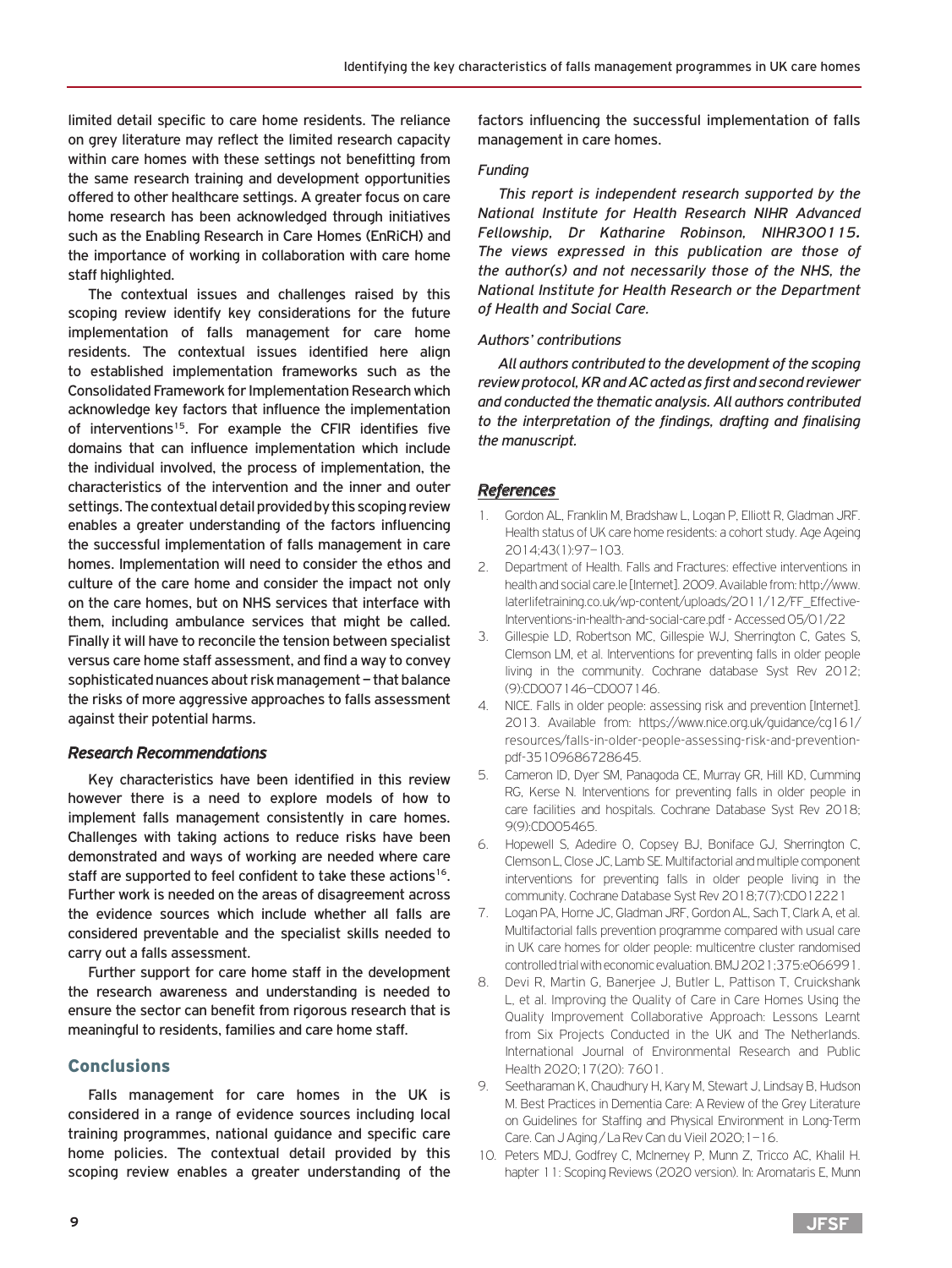limited detail specific to care home residents. The reliance on grey literature may reflect the limited research capacity within care homes with these settings not benefitting from the same research training and development opportunities offered to other healthcare settings. A greater focus on care home research has been acknowledged through initiatives such as the Enabling Research in Care Homes (EnRiCH) and the importance of working in collaboration with care home staff highlighted.

The contextual issues and challenges raised by this scoping review identify key considerations for the future implementation of falls management for care home residents. The contextual issues identified here align to established implementation frameworks such as the Consolidated Framework for Implementation Research which acknowledge key factors that influence the implementation of interventions[15]. For example the CFIR identifies five domains that can influence implementation which include the individual involved, the process of implementation, the characteristics of the intervention and the inner and outer settings. The contextual detail provided by this scoping review enables a greater understanding of the factors influencing the successful implementation of falls management in care homes. Implementation will need to consider the ethos and culture of the care home and consider the impact not only on the care homes, but on NHS services that interface with them, including ambulance services that might be called. Finally it will have to reconcile the tension between specialist versus care home staff assessment, and find a way to convey sophisticated nuances about risk management – that balance the risks of more aggressive approaches to falls assessment against their potential harms.

### *Research Recommendations*

Key characteristics have been identified in this review however there is a need to explore models of how to implement falls management consistently in care homes. Challenges with taking actions to reduce risks have been demonstrated and ways of working are needed where care staff are supported to feel confident to take these actions[16]. Further work is needed on the areas of disagreement across the evidence sources which include whether all falls are considered preventable and the specialist skills needed to carry out a falls assessment.

Further support for care home staff in the development the research awareness and understanding is needed to ensure the sector can benefit from rigorous research that is meaningful to residents, families and care home staff.

## Conclusions

Falls management for care homes in the UK is considered in a range of evidence sources including local training programmes, national guidance and specific care home policies. The contextual detail provided by this scoping review enables a greater understanding of the factors influencing the successful implementation of falls management in care homes.

#### *Funding*

*This report is independent research supported by the National Institute for Health Research NIHR Advanced Fellowship, Dr Katharine Robinson, NIHR300115. The views expressed in this publication are those of the author(s) and not necessarily those of the NHS, the National Institute for Health Research or the Department of Health and Social Care.*

#### *Authors' contributions*

*All authors contributed to the development of the scoping review protocol, KR and AC acted as first and second reviewer and conducted the thematic analysis. All authors contributed to the interpretation of the findings, drafting and finalising the manuscript.*

### *References*

1. Gordon AL, Franklin M, Bradshaw L, Logan P, Elliott R, Gladman JRF. Health status of UK care home residents: a cohort study. Age Ageing 2014;43(1):97–103.
2. Department of Health. Falls and Fractures: effective interventions in health and social care.le [Internet]. 2009. Available from: http://www.laterlifetraining.co.uk/wp-content/uploads/2011/12/FF_Effective-Interventions-in-health-and-social-care.pdf - Accessed 05/01/22
3. Gillespie LD, Robertson MC, Gillespie WJ, Sherrington C, Gates S, Clemson LM, et al. Interventions for preventing falls in older people living in the community. Cochrane database Syst Rev 2012; (9):CD007146–CD007146.
4. NICE. Falls in older people: assessing risk and prevention [Internet]. 2013. Available from: https://www.nice.org.uk/guidance/cg161/resources/falls-in-older-people-assessing-risk-and-prevention-pdf-35109686728645.
5. Cameron ID, Dyer SM, Panagoda CE, Murray GR, Hill KD, Cumming RG, Kerse N. Interventions for preventing falls in older people in care facilities and hospitals. Cochrane Database Syst Rev 2018; 9(9):CD005465.
6. Hopewell S, Adedire O, Copsey BJ, Boniface GJ, Sherrington C, Clemson L, Close JC, Lamb SE. Multifactorial and multiple component interventions for preventing falls in older people living in the community. Cochrane Database Syst Rev 2018;7(7):CD012221
7. Logan PA, Horne JC, Gladman JRF, Gordon AL, Sach T, Clark A, et al. Multifactorial falls prevention programme compared with usual care in UK care homes for older people: multicentre cluster randomised controlled trial with economic evaluation. BMJ 2021;375:e066991.
8. Devi R, Martin G, Banerjee J, Butler L, Pattison T, Cruickshank L, et al. Improving the Quality of Care in Care Homes Using the Quality Improvement Collaborative Approach: Lessons Learnt from Six Projects Conducted in the UK and The Netherlands. International Journal of Environmental Research and Public Health 2020;17(20): 7601.
9. Seetharaman K, Chaudhury H, Kary M, Stewart J, Lindsay B, Hudson M. Best Practices in Dementia Care: A Review of the Grey Literature on Guidelines for Staffing and Physical Environment in Long-Term Care. Can J Aging / La Rev Can du Vieil 2020;1–16.
10. Peters MDJ, Godfrey C, McInerney P, Munn Z, Tricco AC, Khalil H. hapter 11: Scoping Reviews (2020 version). In: Aromataris E, Munn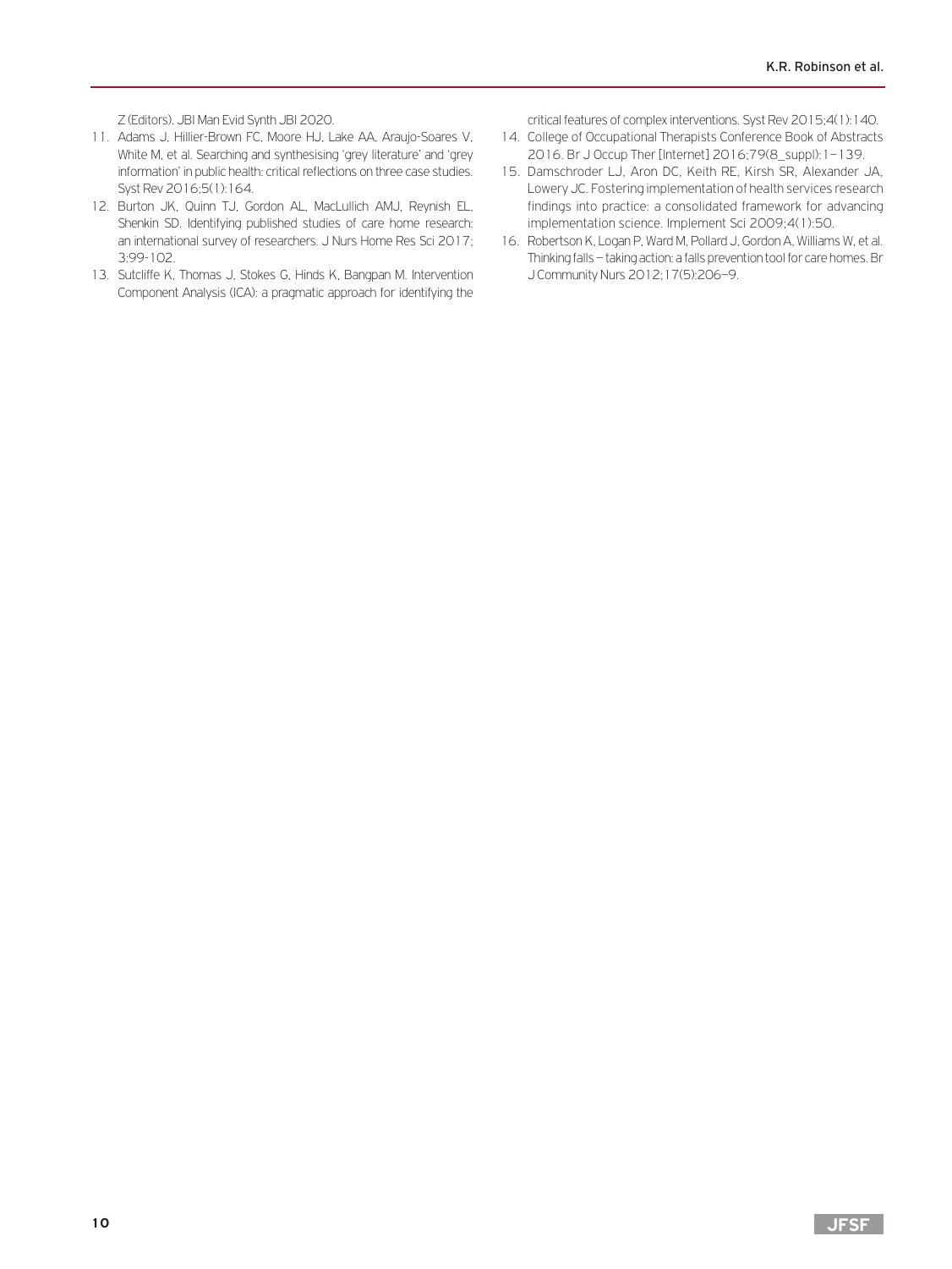Z (Editors). JBI Man Evid Synth JBI 2020.

11. Adams J, Hillier-Brown FC, Moore HJ, Lake AA, Araujo-Soares V, White M, et al. Searching and synthesising 'grey literature' and 'grey information' in public health: critical reflections on three case studies. Syst Rev 2016;5(1):164.
12. Burton JK, Quinn TJ, Gordon AL, MacLullich AMJ, Reynish EL, Shenkin SD. Identifying published studies of care home research: an international survey of researchers. J Nurs Home Res Sci 2017; 3:99-102.
13. Sutcliffe K, Thomas J, Stokes G, Hinds K, Bangpan M. Intervention Component Analysis (ICA): a pragmatic approach for identifying the critical features of complex interventions. Syst Rev 2015;4(1):140.
14. College of Occupational Therapists Conference Book of Abstracts 2016. Br J Occup Ther [Internet] 2016;79(8_suppl):1–139.
15. Damschroder LJ, Aron DC, Keith RE, Kirsh SR, Alexander JA, Lowery JC. Fostering implementation of health services research findings into practice: a consolidated framework for advancing implementation science. Implement Sci 2009;4(1):50.
16. Robertson K, Logan P, Ward M, Pollard J, Gordon A, Williams W, et al. Thinking falls – taking action: a falls prevention tool for care homes. Br J Community Nurs 2012;17(5):206–9.